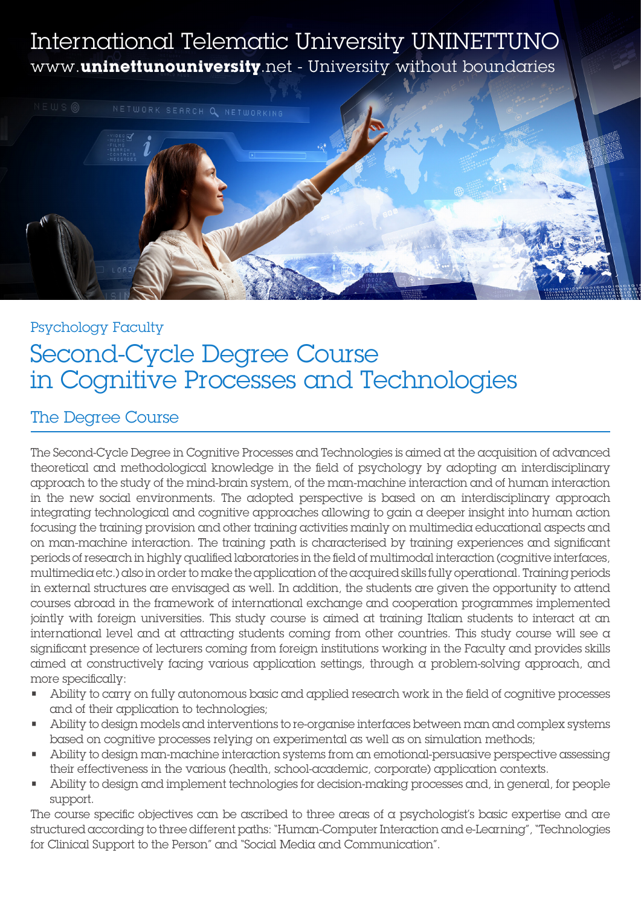# International Telematic University UNINETTUNO

www.**uninettunouniversity**.net - University without boundaries

Psychology Faculty

## Second-Cycle Degree Course in Cognitive Processes and Technologies

### The Degree Course

The Second-Cycle Degree in Cognitive Processes and Technologies is aimed at the acquisition of advanced theoretical and methodological knowledge in the field of psychology by adopting an interdisciplinary approach to the study of the mind-brain system, of the man-machine interaction and of human interaction in the new social environments. The adopted perspective is based on an interdisciplinary approach integrating technological and cognitive approaches allowing to gain a deeper insight into human action focusing the training provision and other training activities mainly on multimedia educational aspects and on man-machine interaction. The training path is characterised by training experiences and significant periods of research in highly qualified laboratories in the field of multimodal interaction (cognitive interfaces, multimedia etc.) also in order to make the application of the acquired skills fully operational. Training periods in external structures are envisaged as well. In addition, the students are given the opportunity to attend courses abroad in the framework of international exchange and cooperation programmes implemented jointly with foreign universities. This study course is aimed at training Italian students to interact at an international level and at attracting students coming from other countries. This study course will see a significant presence of lecturers coming from foreign institutions working in the Faculty and provides skills aimed at constructively facing various application settings, through a problem-solving approach, and more specifically:

- Ability to carry on fully autonomous basic and applied research work in the field of cognitive processes and of their application to technologies;
- Ability to design models and interventions to re-organise interfaces between man and complex systems based on cognitive processes relying on experimental as well as on simulation methods;
- Ability to design man-machine interaction systems from an emotional-persuasive perspective assessing their effectiveness in the various (health, school-academic, corporate) application contexts.
- Ability to design and implement technologies for decision-making processes and, in general, for people support.

The course specific objectives can be ascribed to three areas of a psychologist's basic expertise and are structured according to three different paths: "Human-Computer Interaction and e-Learning", "Technologies for Clinical Support to the Person" and "Social Media and Communication".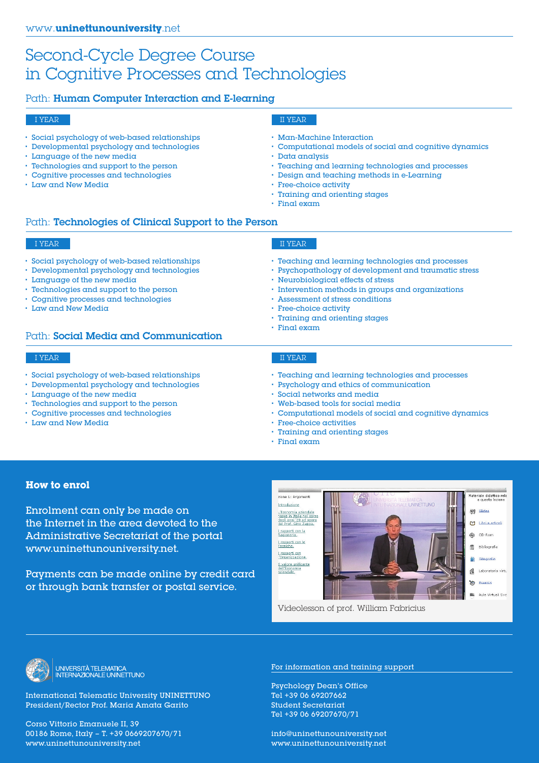www.**uninettunouniversity**.net

# Second-Cycle Degree Course in Cognitive Processes and Technologies

## Path: **Human Computer Interaction and E-learning**

### I YEAR

- Social psychology of web-based relationships
- Developmental psychology and technologies
- Language of the new media
- Technologies and support to the person
- Cognitive processes and technologies
- Law and New Media

### II YEAR

- Man-Machine Interaction
- Computational models of social and cognitive dynamics
- Data analysis
- Teaching and learning technologies and processes
- Design and teaching methods in e-Learning
- Free-choice activity
- Training and orienting stages
- Final exam

## Path: **Technologies of Clinical Support to the Person**

### I YEAR

- Social psychology of web-based relationships
- Developmental psychology and technologies
- Language of the new media
- Technologies and support to the person
- Cognitive processes and technologies
- Law and New Media

### II YEAR

- Teaching and learning technologies and processes
- Psychopathology of development and traumatic stress
- Neurobiological effects of stress
- Intervention methods in groups and organizations
- Assessment of stress conditions
- Free-choice activity
- Training and orienting stages
- Final exam

## Path: **Social Media and Communication**

### I YEAR

- Social psychology of web-based relationships
- Developmental psychology and technologies
- Language of the new media
- Technologies and support to the person
- Cognitive processes and technologies
- Law and New Media

### II YEAR

- Teaching and learning technologies and processes
- Psychology and ethics of communication
- Social networks and media
- Web-based tools for social media
- Computational models of social and cognitive dynamics
- Free-choice activities
- Training and orienting stages
- Final exam

### How to enrol

Enrolment can only be made on the Internet in the area devoted to the Administrative Secretariat of the portal www.uninettunouniversity.net.

Payments can be made online by credit card or through bank transfer or postal service.

Videolesson of prof. William Fabricius

UNIVERSITÀ TELEMATICA INTERNAZIONALE UNINETTUNO

International Telematic University UNINETTUNO
President/Rector Prof. Maria Amata Garito

Corso Vittorio Emanuele II, 39
00186 Rome, Italy – T. +39 0669207670/71
www.uninettunouniversity.net

**For information and training support**

Psychology Dean's Office
Tel +39 06 69207662
Student Secretariat
Tel +39 06 69207670/71

info@uninettunouniversity.net
www.uninettunouniversity.net